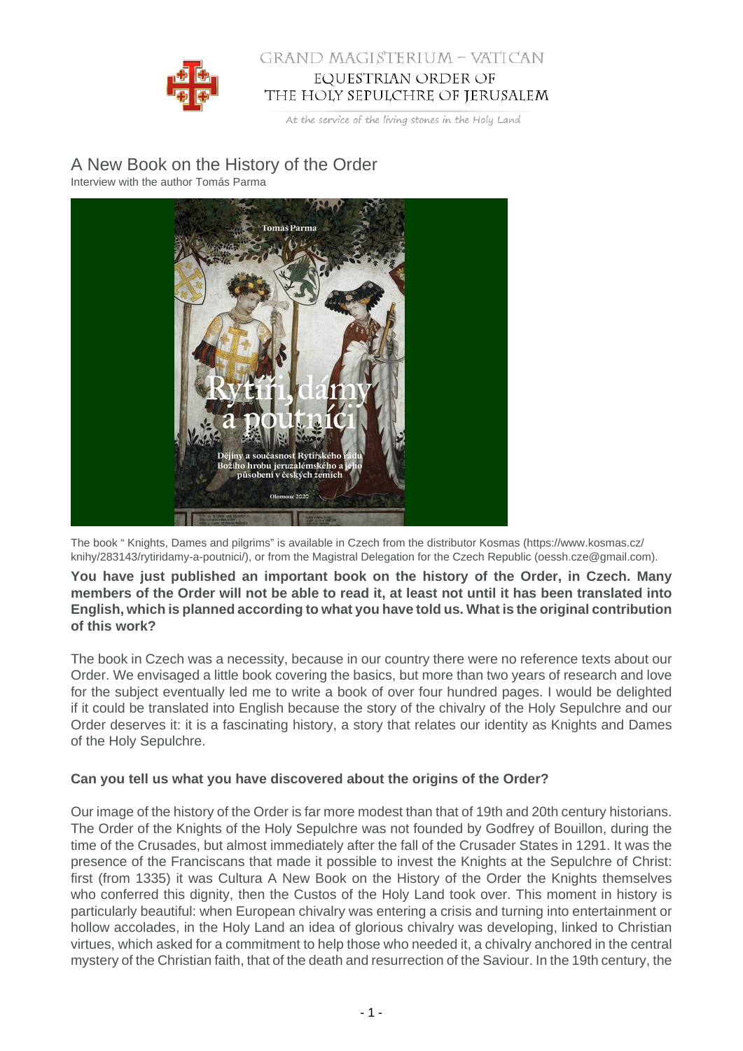# A New Book on the History of the Order

Interview with the author Tomás Parma

The book " Knights, Dames and pilgrims" is available in Czech from the distributor Kosmas (https://www.kosmas.cz/knihy/283143/rytiridamy-a-poutnici/), or from the Magistral Delegation for the Czech Republic (oessh.cze@gmail.com).

**You have just published an important book on the history of the Order, in Czech. Many members of the Order will not be able to read it, at least not until it has been translated into English, which is planned according to what you have told us. What is the original contribution of this work?**

The book in Czech was a necessity, because in our country there were no reference texts about our Order. We envisaged a little book covering the basics, but more than two years of research and love for the subject eventually led me to write a book of over four hundred pages. I would be delighted if it could be translated into English because the story of the chivalry of the Holy Sepulchre and our Order deserves it: it is a fascinating history, a story that relates our identity as Knights and Dames of the Holy Sepulchre.

**Can you tell us what you have discovered about the origins of the Order?**

Our image of the history of the Order is far more modest than that of 19th and 20th century historians. The Order of the Knights of the Holy Sepulchre was not founded by Godfrey of Bouillon, during the time of the Crusades, but almost immediately after the fall of the Crusader States in 1291. It was the presence of the Franciscans that made it possible to invest the Knights at the Sepulchre of Christ: first (from 1335) it was Cultura A New Book on the History of the Order the Knights themselves who conferred this dignity, then the Custos of the Holy Land took over. This moment in history is particularly beautiful: when European chivalry was entering a crisis and turning into entertainment or hollow accolades, in the Holy Land an idea of glorious chivalry was developing, linked to Christian virtues, which asked for a commitment to help those who needed it, a chivalry anchored in the central mystery of the Christian faith, that of the death and resurrection of the Saviour. In the 19th century, the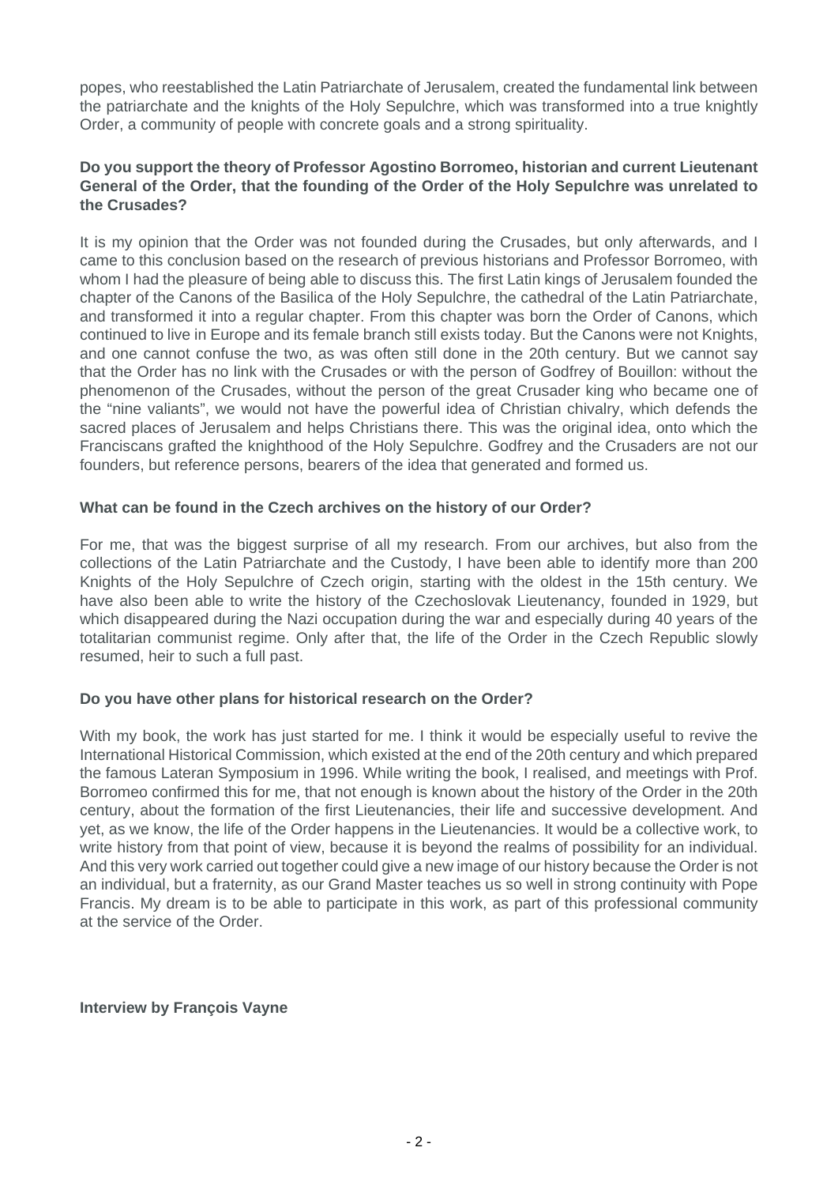popes, who reestablished the Latin Patriarchate of Jerusalem, created the fundamental link between the patriarchate and the knights of the Holy Sepulchre, which was transformed into a true knightly Order, a community of people with concrete goals and a strong spirituality.

**Do you support the theory of Professor Agostino Borromeo, historian and current Lieutenant General of the Order, that the founding of the Order of the Holy Sepulchre was unrelated to the Crusades?**

It is my opinion that the Order was not founded during the Crusades, but only afterwards, and I came to this conclusion based on the research of previous historians and Professor Borromeo, with whom I had the pleasure of being able to discuss this. The first Latin kings of Jerusalem founded the chapter of the Canons of the Basilica of the Holy Sepulchre, the cathedral of the Latin Patriarchate, and transformed it into a regular chapter. From this chapter was born the Order of Canons, which continued to live in Europe and its female branch still exists today. But the Canons were not Knights, and one cannot confuse the two, as was often still done in the 20th century. But we cannot say that the Order has no link with the Crusades or with the person of Godfrey of Bouillon: without the phenomenon of the Crusades, without the person of the great Crusader king who became one of the "nine valiants", we would not have the powerful idea of Christian chivalry, which defends the sacred places of Jerusalem and helps Christians there. This was the original idea, onto which the Franciscans grafted the knighthood of the Holy Sepulchre. Godfrey and the Crusaders are not our founders, but reference persons, bearers of the idea that generated and formed us.

**What can be found in the Czech archives on the history of our Order?**

For me, that was the biggest surprise of all my research. From our archives, but also from the collections of the Latin Patriarchate and the Custody, I have been able to identify more than 200 Knights of the Holy Sepulchre of Czech origin, starting with the oldest in the 15th century. We have also been able to write the history of the Czechoslovak Lieutenancy, founded in 1929, but which disappeared during the Nazi occupation during the war and especially during 40 years of the totalitarian communist regime. Only after that, the life of the Order in the Czech Republic slowly resumed, heir to such a full past.

**Do you have other plans for historical research on the Order?**

With my book, the work has just started for me. I think it would be especially useful to revive the International Historical Commission, which existed at the end of the 20th century and which prepared the famous Lateran Symposium in 1996. While writing the book, I realised, and meetings with Prof. Borromeo confirmed this for me, that not enough is known about the history of the Order in the 20th century, about the formation of the first Lieutenancies, their life and successive development. And yet, as we know, the life of the Order happens in the Lieutenancies. It would be a collective work, to write history from that point of view, because it is beyond the realms of possibility for an individual. And this very work carried out together could give a new image of our history because the Order is not an individual, but a fraternity, as our Grand Master teaches us so well in strong continuity with Pope Francis. My dream is to be able to participate in this work, as part of this professional community at the service of the Order.

**Interview by François Vayne**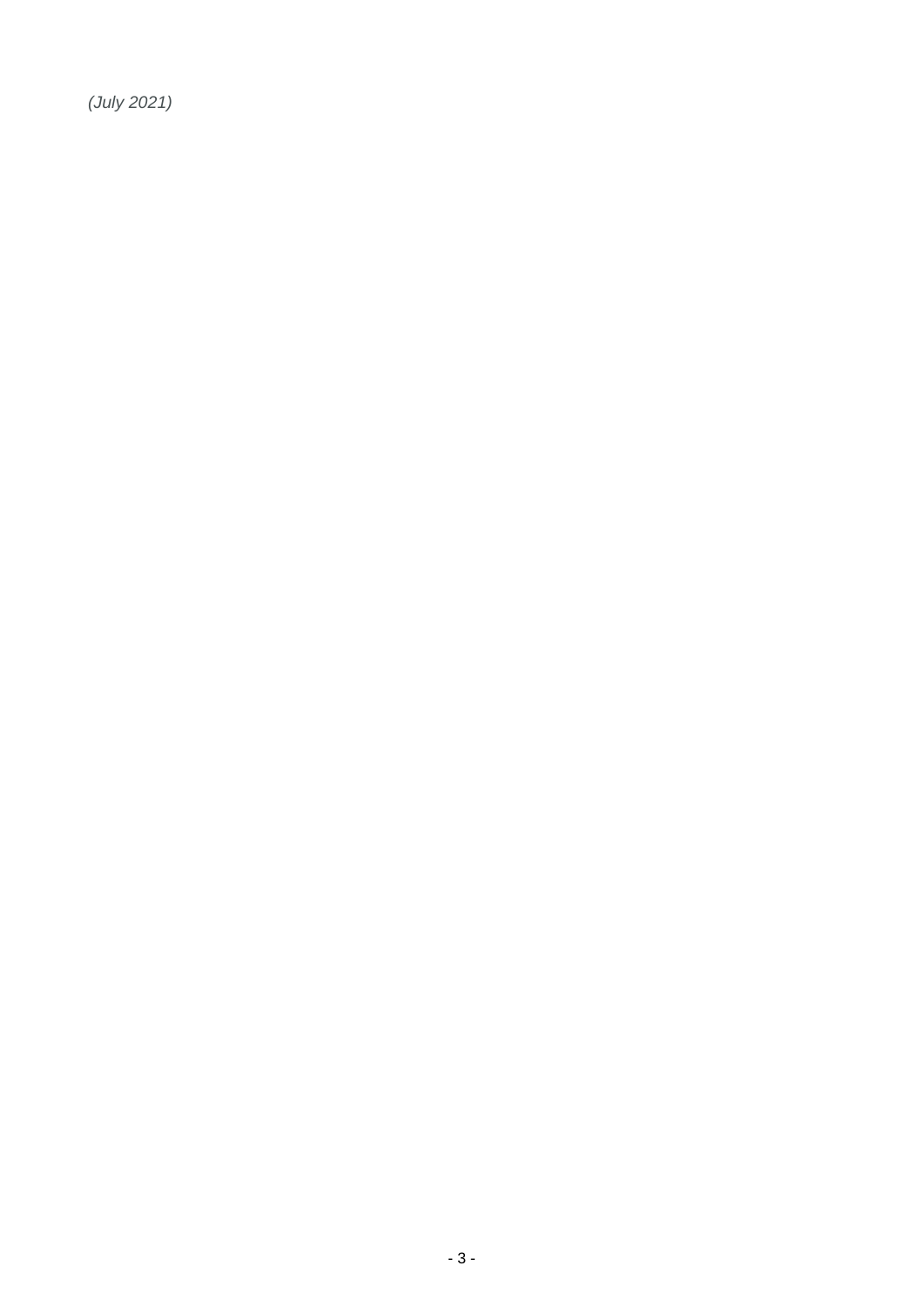*(July 2021)*